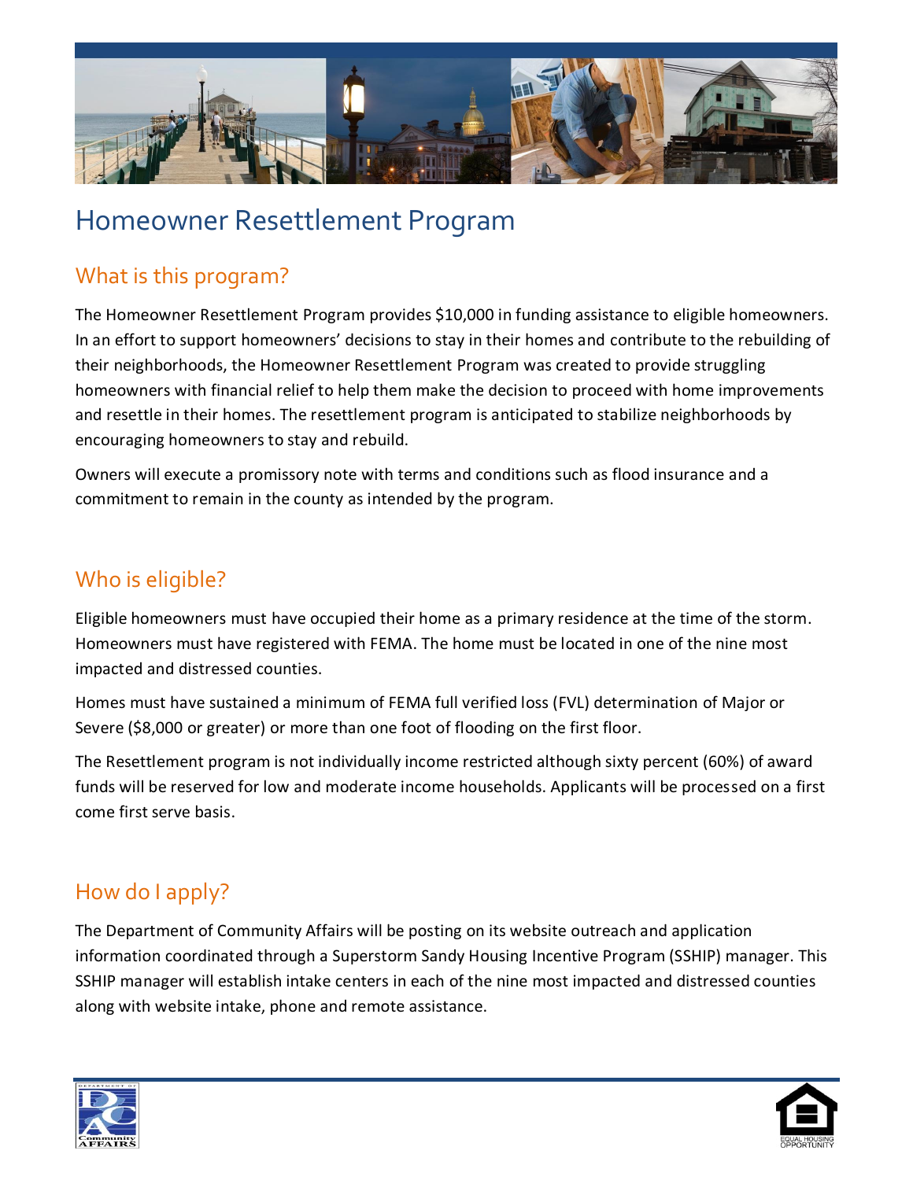# Homeowner Resettlement Program

## What is this program?

The Homeowner Resettlement Program provides $10,000 in funding assistance to eligible homeowners. In an effort to support homeowners' decisions to stay in their homes and contribute to the rebuilding of their neighborhoods, the Homeowner Resettlement Program was created to provide struggling homeowners with financial relief to help them make the decision to proceed with home improvements and resettle in their homes. The resettlement program is anticipated to stabilize neighborhoods by encouraging homeowners to stay and rebuild.

Owners will execute a promissory note with terms and conditions such as flood insurance and a commitment to remain in the county as intended by the program.

## Who is eligible?

Eligible homeowners must have occupied their home as a primary residence at the time of the storm. Homeowners must have registered with FEMA. The home must be located in one of the nine most impacted and distressed counties.

Homes must have sustained a minimum of FEMA full verified loss (FVL) determination of Major or Severe ($8,000 or greater) or more than one foot of flooding on the first floor.

The Resettlement program is not individually income restricted although sixty percent (60%) of award funds will be reserved for low and moderate income households. Applicants will be processed on a first come first serve basis.

## How do I apply?

The Department of Community Affairs will be posting on its website outreach and application information coordinated through a Superstorm Sandy Housing Incentive Program (SSHIP) manager. This SSHIP manager will establish intake centers in each of the nine most impacted and distressed counties along with website intake, phone and remote assistance.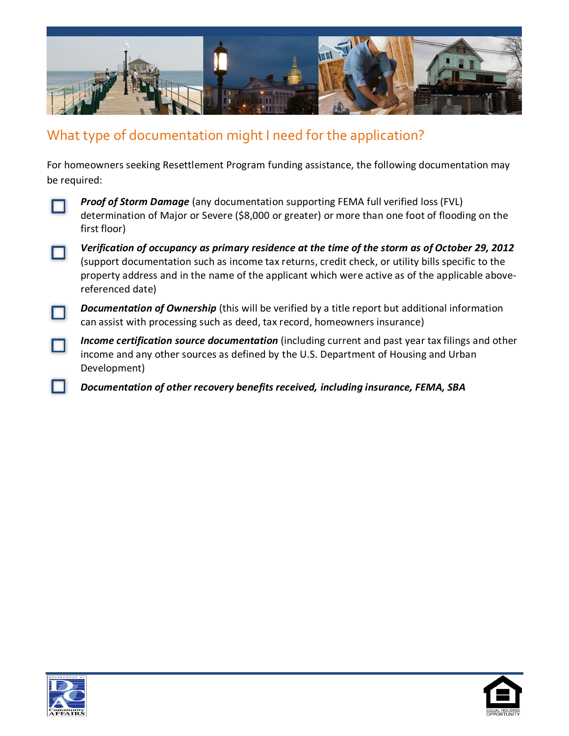## What type of documentation might I need for the application?

For homeowners seeking Resettlement Program funding assistance, the following documentation may be required:

- ☐ ***Proof of Storm Damage*** (any documentation supporting FEMA full verified loss (FVL) determination of Major or Severe ($8,000 or greater) or more than one foot of flooding on the first floor)
- ☐ ***Verification of occupancy as primary residence at the time of the storm as of October 29, 2012*** (support documentation such as income tax returns, credit check, or utility bills specific to the property address and in the name of the applicant which were active as of the applicable above-referenced date)
- ☐ ***Documentation of Ownership*** (this will be verified by a title report but additional information can assist with processing such as deed, tax record, homeowners insurance)
- ☐ ***Income certification source documentation*** (including current and past year tax filings and other income and any other sources as defined by the U.S. Department of Housing and Urban Development)
- ☐ ***Documentation of other recovery benefits received, including insurance, FEMA, SBA***